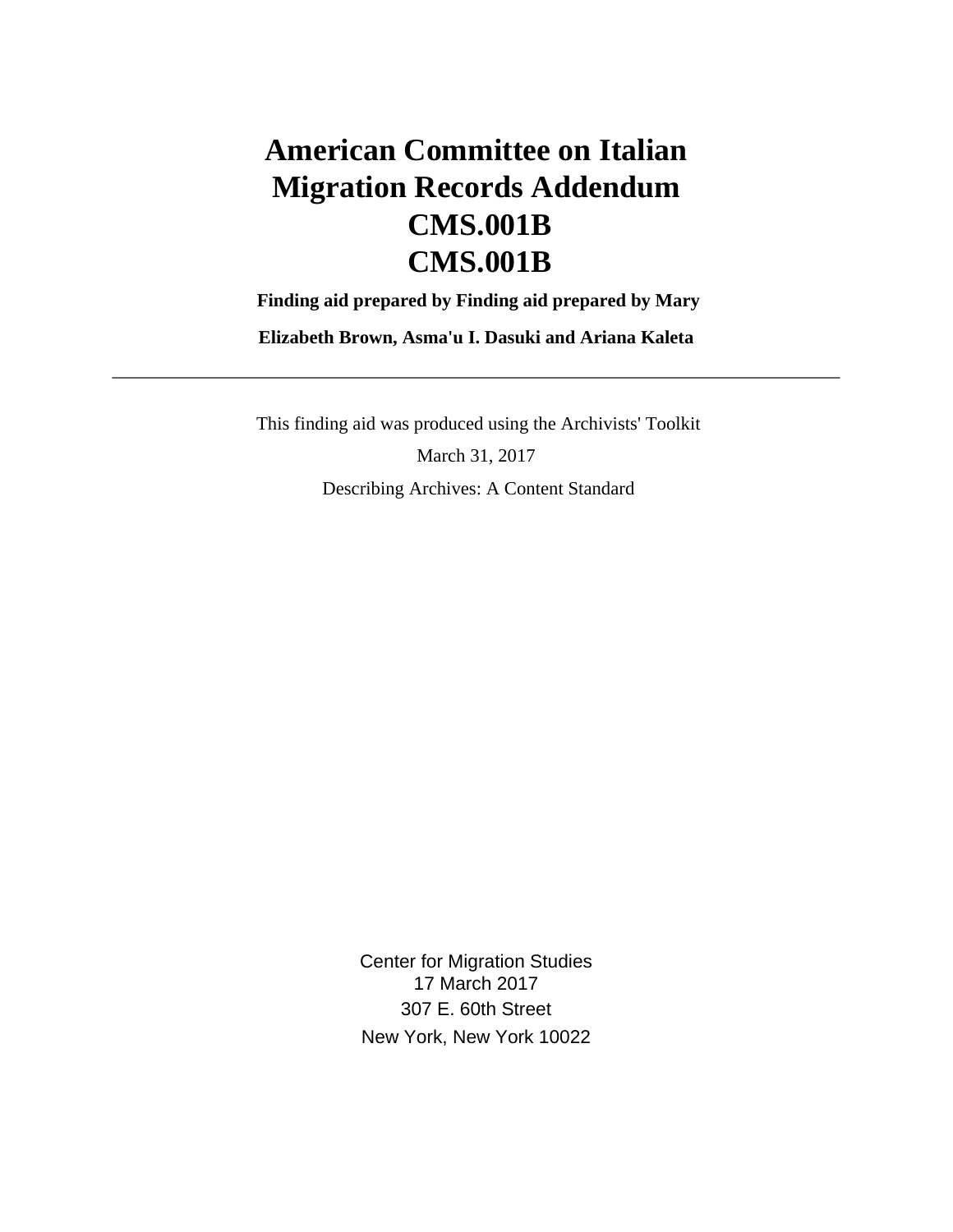# American Committee on Italian Migration Records Addendum CMS.001B CMS.001B

**Finding aid prepared by Finding aid prepared by Mary Elizabeth Brown, Asma'u I. Dasuki and Ariana Kaleta**

---

This finding aid was produced using the Archivists' Toolkit

March 31, 2017

Describing Archives: A Content Standard

Center for Migration Studies
17 March 2017
307 E. 60th Street
New York, New York 10022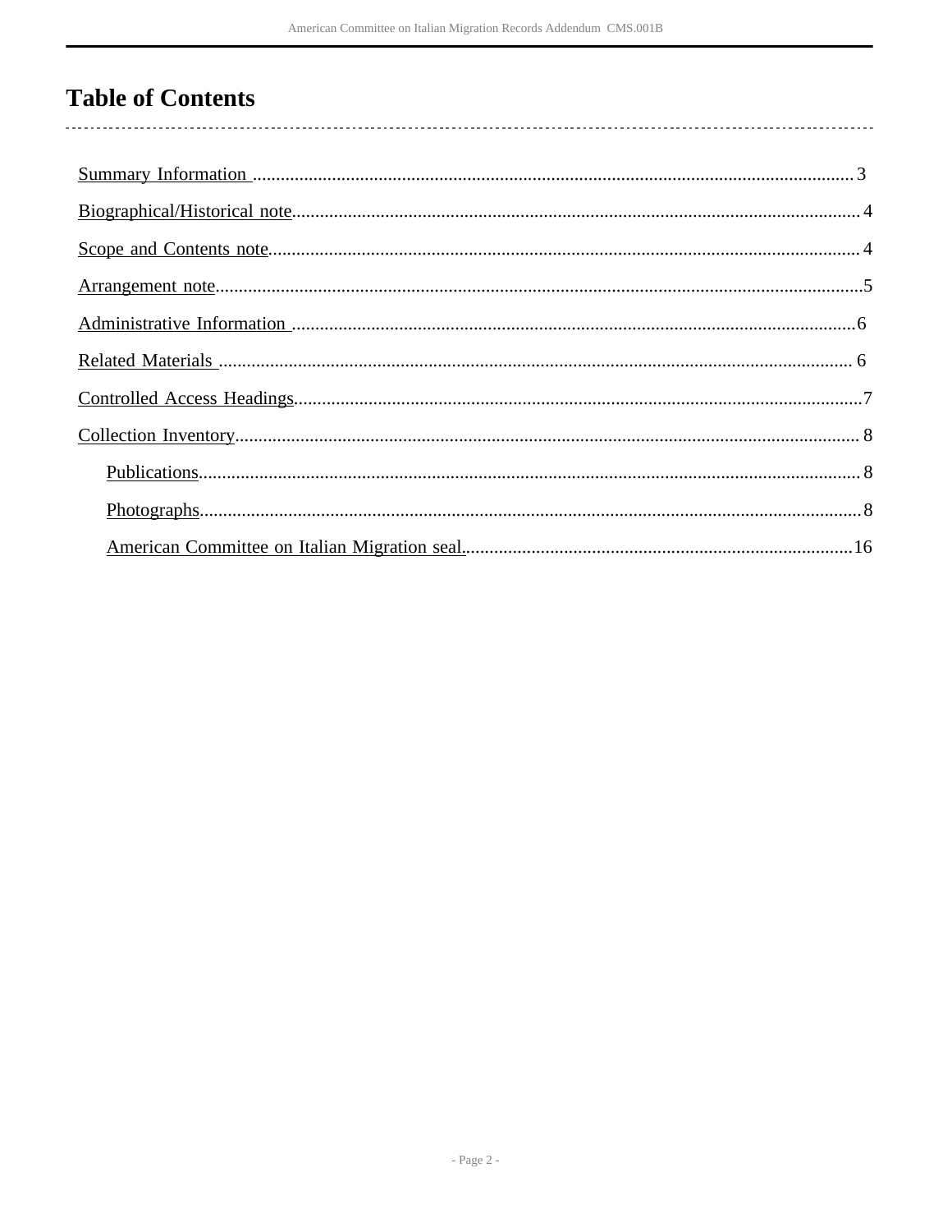# Table of Contents

- Summary Information ... 3
- Biographical/Historical note ... 4
- Scope and Contents note ... 4
- Arrangement note ... 5
- Administrative Information ... 6
- Related Materials ... 6
- Controlled Access Headings ... 7
- Collection Inventory ... 8
  - Publications ... 8
  - Photographs ... 8
  - American Committee on Italian Migration seal ... 16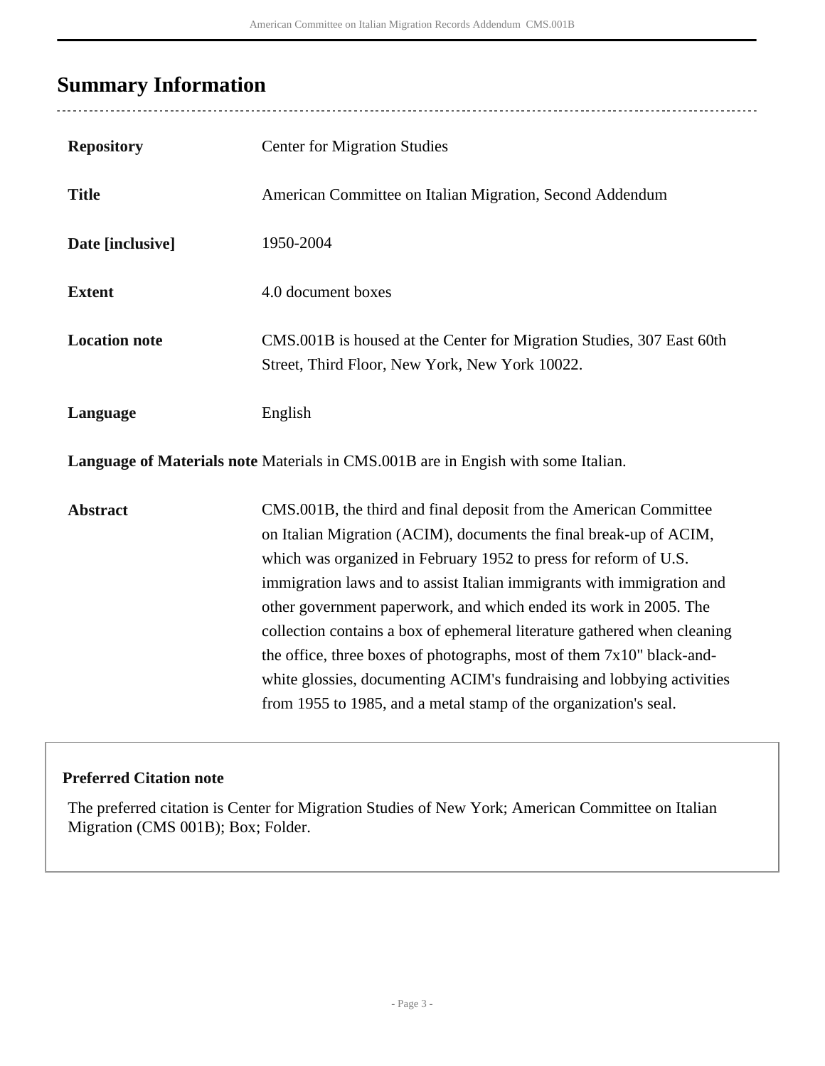## Summary Information

| | |
|---|---|
| **Repository** | Center for Migration Studies |
| **Title** | American Committee on Italian Migration, Second Addendum |
| **Date [inclusive]** | 1950-2004 |
| **Extent** | 4.0 document boxes |
| **Location note** | CMS.001B is housed at the Center for Migration Studies, 307 East 60th Street, Third Floor, New York, New York 10022. |
| **Language** | English |
| **Language of Materials note** | Materials in CMS.001B are in Engish with some Italian. |
| **Abstract** | CMS.001B, the third and final deposit from the American Committee on Italian Migration (ACIM), documents the final break-up of ACIM, which was organized in February 1952 to press for reform of U.S. immigration laws and to assist Italian immigrants with immigration and other government paperwork, and which ended its work in 2005. The collection contains a box of ephemeral literature gathered when cleaning the office, three boxes of photographs, most of them 7x10" black-and-white glossies, documenting ACIM's fundraising and lobbying activities from 1955 to 1985, and a metal stamp of the organization's seal. |

**Preferred Citation note**

The preferred citation is Center for Migration Studies of New York; American Committee on Italian Migration (CMS 001B); Box; Folder.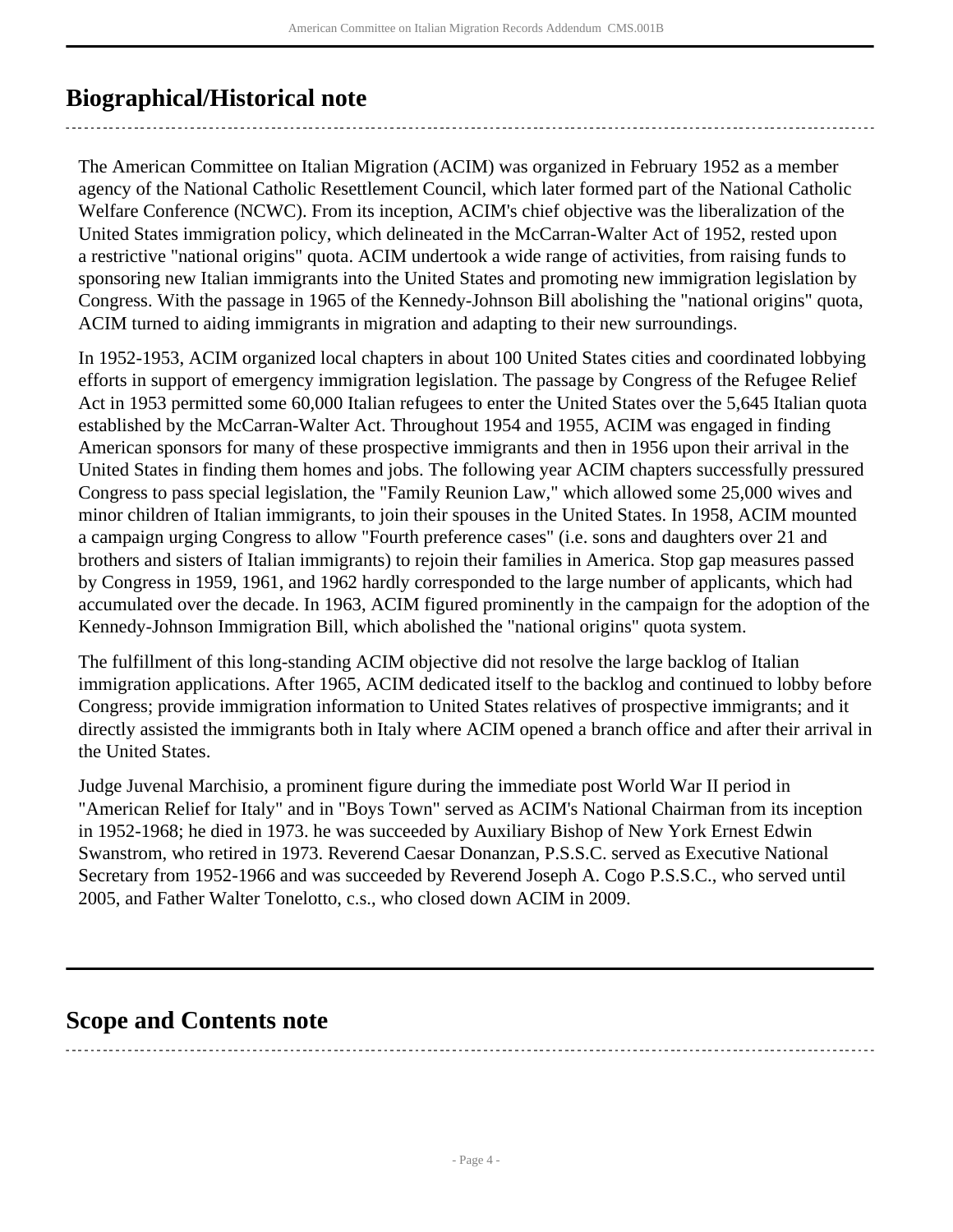## Biographical/Historical note

The American Committee on Italian Migration (ACIM) was organized in February 1952 as a member agency of the National Catholic Resettlement Council, which later formed part of the National Catholic Welfare Conference (NCWC). From its inception, ACIM's chief objective was the liberalization of the United States immigration policy, which delineated in the McCarran-Walter Act of 1952, rested upon a restrictive "national origins" quota. ACIM undertook a wide range of activities, from raising funds to sponsoring new Italian immigrants into the United States and promoting new immigration legislation by Congress. With the passage in 1965 of the Kennedy-Johnson Bill abolishing the "national origins" quota, ACIM turned to aiding immigrants in migration and adapting to their new surroundings.

In 1952-1953, ACIM organized local chapters in about 100 United States cities and coordinated lobbying efforts in support of emergency immigration legislation. The passage by Congress of the Refugee Relief Act in 1953 permitted some 60,000 Italian refugees to enter the United States over the 5,645 Italian quota established by the McCarran-Walter Act. Throughout 1954 and 1955, ACIM was engaged in finding American sponsors for many of these prospective immigrants and then in 1956 upon their arrival in the United States in finding them homes and jobs. The following year ACIM chapters successfully pressured Congress to pass special legislation, the "Family Reunion Law," which allowed some 25,000 wives and minor children of Italian immigrants, to join their spouses in the United States. In 1958, ACIM mounted a campaign urging Congress to allow "Fourth preference cases" (i.e. sons and daughters over 21 and brothers and sisters of Italian immigrants) to rejoin their families in America. Stop gap measures passed by Congress in 1959, 1961, and 1962 hardly corresponded to the large number of applicants, which had accumulated over the decade. In 1963, ACIM figured prominently in the campaign for the adoption of the Kennedy-Johnson Immigration Bill, which abolished the "national origins" quota system.

The fulfillment of this long-standing ACIM objective did not resolve the large backlog of Italian immigration applications. After 1965, ACIM dedicated itself to the backlog and continued to lobby before Congress; provide immigration information to United States relatives of prospective immigrants; and it directly assisted the immigrants both in Italy where ACIM opened a branch office and after their arrival in the United States.

Judge Juvenal Marchisio, a prominent figure during the immediate post World War II period in "American Relief for Italy" and in "Boys Town" served as ACIM's National Chairman from its inception in 1952-1968; he died in 1973. he was succeeded by Auxiliary Bishop of New York Ernest Edwin Swanstrom, who retired in 1973. Reverend Caesar Donanzan, P.S.S.C. served as Executive National Secretary from 1952-1966 and was succeeded by Reverend Joseph A. Cogo P.S.S.C., who served until 2005, and Father Walter Tonelotto, c.s., who closed down ACIM in 2009.

## Scope and Contents note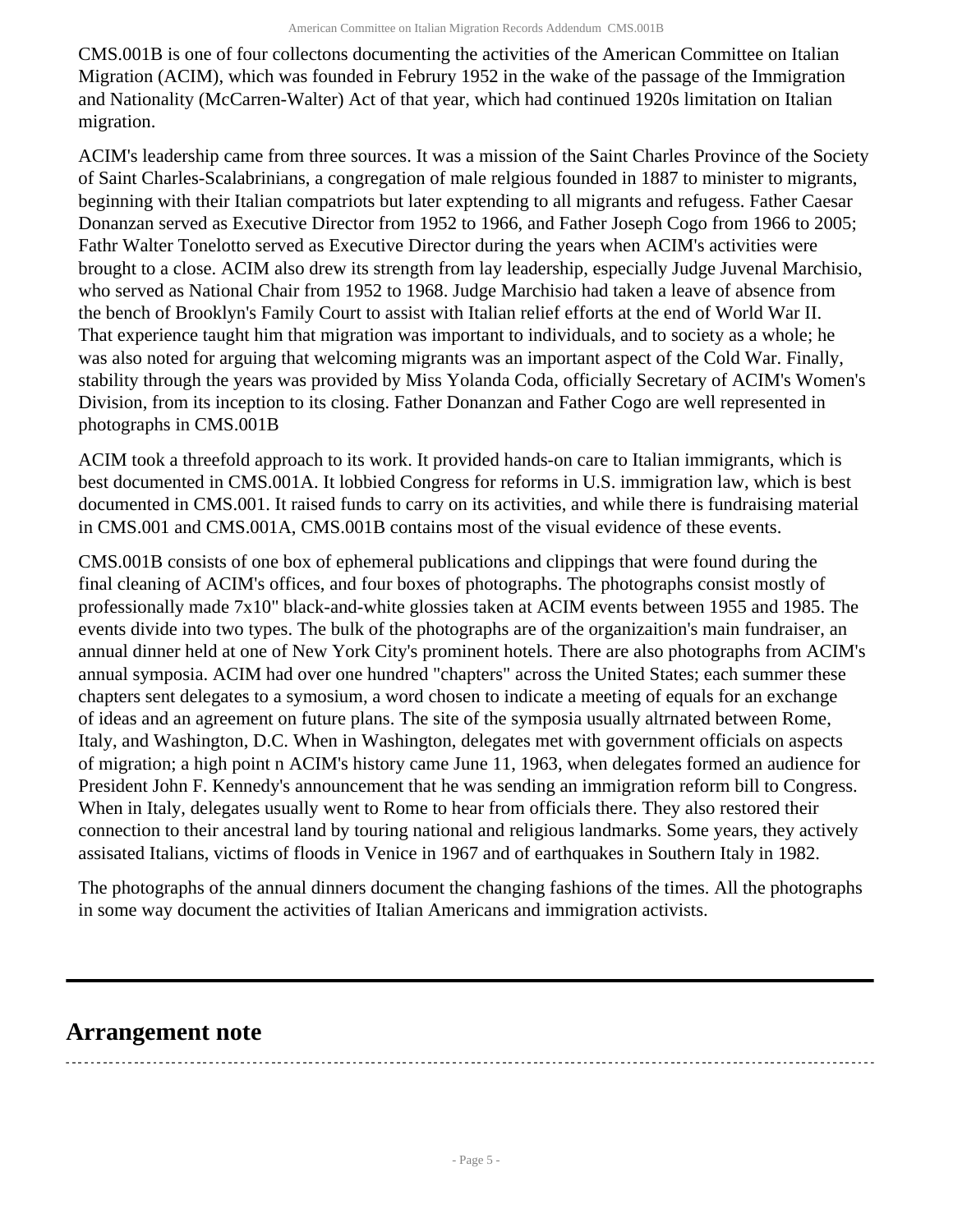CMS.001B is one of four collectons documenting the activities of the American Committee on Italian Migration (ACIM), which was founded in Februry 1952 in the wake of the passage of the Immigration and Nationality (McCarren-Walter) Act of that year, which had continued 1920s limitation on Italian migration.

ACIM's leadership came from three sources. It was a mission of the Saint Charles Province of the Society of Saint Charles-Scalabrinians, a congregation of male relgious founded in 1887 to minister to migrants, beginning with their Italian compatriots but later exptending to all migrants and refugess. Father Caesar Donanzan served as Executive Director from 1952 to 1966, and Father Joseph Cogo from 1966 to 2005; Fathr Walter Tonelotto served as Executive Director during the years when ACIM's activities were brought to a close. ACIM also drew its strength from lay leadership, especially Judge Juvenal Marchisio, who served as National Chair from 1952 to 1968. Judge Marchisio had taken a leave of absence from the bench of Brooklyn's Family Court to assist with Italian relief efforts at the end of World War II. That experience taught him that migration was important to individuals, and to society as a whole; he was also noted for arguing that welcoming migrants was an important aspect of the Cold War. Finally, stability through the years was provided by Miss Yolanda Coda, officially Secretary of ACIM's Women's Division, from its inception to its closing. Father Donanzan and Father Cogo are well represented in photographs in CMS.001B

ACIM took a threefold approach to its work. It provided hands-on care to Italian immigrants, which is best documented in CMS.001A. It lobbied Congress for reforms in U.S. immigration law, which is best documented in CMS.001. It raised funds to carry on its activities, and while there is fundraising material in CMS.001 and CMS.001A, CMS.001B contains most of the visual evidence of these events.

CMS.001B consists of one box of ephemeral publications and clippings that were found during the final cleaning of ACIM's offices, and four boxes of photographs. The photographs consist mostly of professionally made 7x10" black-and-white glossies taken at ACIM events between 1955 and 1985. The events divide into two types. The bulk of the photographs are of the organizaition's main fundraiser, an annual dinner held at one of New York City's prominent hotels. There are also photographs from ACIM's annual symposia. ACIM had over one hundred "chapters" across the United States; each summer these chapters sent delegates to a symosium, a word chosen to indicate a meeting of equals for an exchange of ideas and an agreement on future plans. The site of the sympoisa usually altrnated between Rome, Italy, and Washington, D.C. When in Washington, delegates met with government officials on aspects of migration; a high point n ACIM's history came June 11, 1963, when delegates formed an audience for President John F. Kennedy's announcement that he was sending an immigration reform bill to Congress. When in Italy, delegates usually went to Rome to hear from officials there. They also restored their connection to their ancestral land by touring national and religious landmarks. Some years, they actively assisated Italians, victims of floods in Venice in 1967 and of earthquakes in Southern Italy in 1982.

The photographs of the annual dinners document the changing fashions of the times. All the photographs in some way document the activities of Italian Americans and immigration activists.

## Arrangement note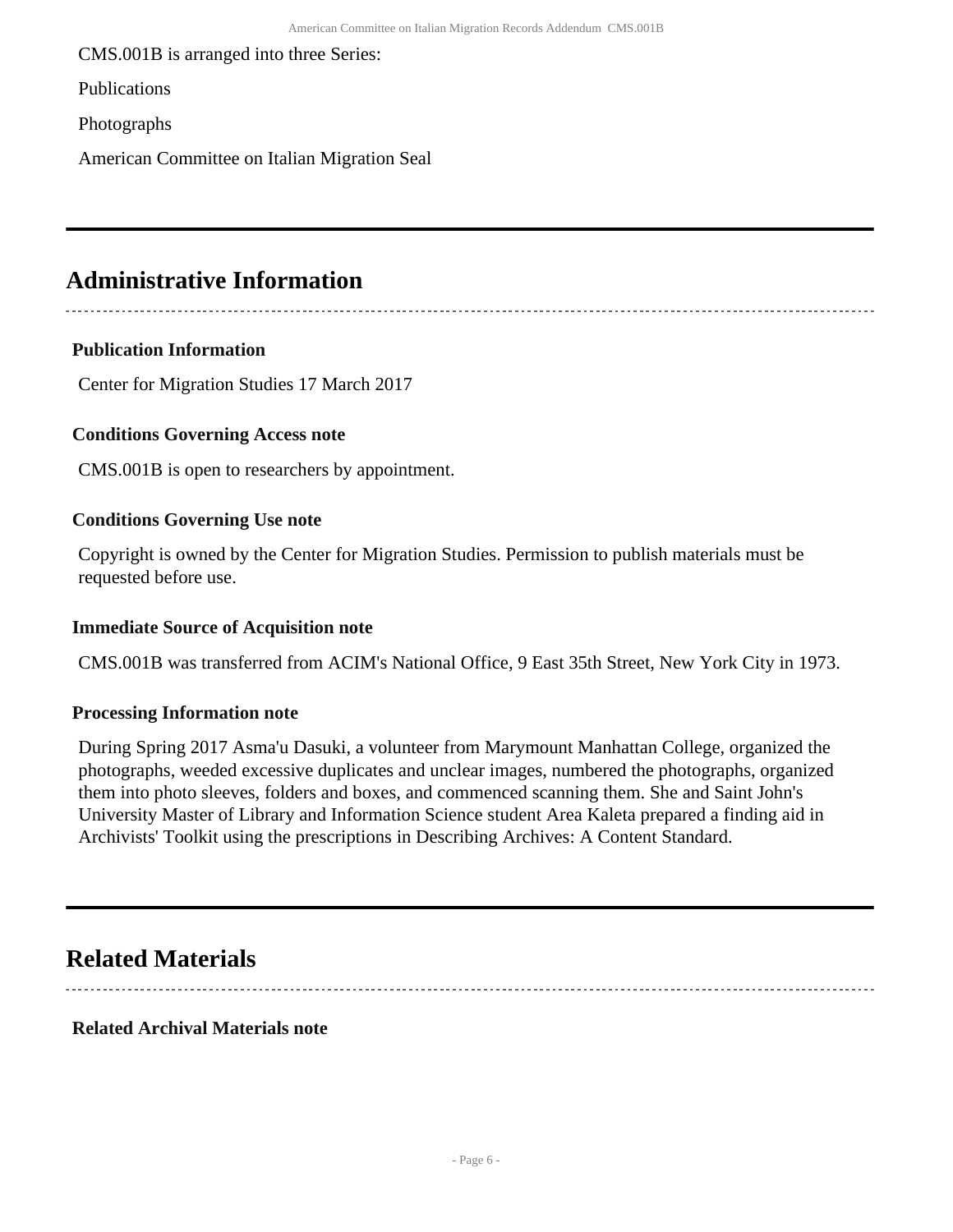CMS.001B is arranged into three Series:

Publications

Photographs

American Committee on Italian Migration Seal

## Administrative Information

### Publication Information

Center for Migration Studies 17 March 2017

### Conditions Governing Access note

CMS.001B is open to researchers by appointment.

### Conditions Governing Use note

Copyright is owned by the Center for Migration Studies. Permission to publish materials must be requested before use.

### Immediate Source of Acquisition note

CMS.001B was transferred from ACIM's National Office, 9 East 35th Street, New York City in 1973.

### Processing Information note

During Spring 2017 Asma'u Dasuki, a volunteer from Marymount Manhattan College, organized the photographs, weeded excessive duplicates and unclear images, numbered the photographs, organized them into photo sleeves, folders and boxes, and commenced scanning them. She and Saint John's University Master of Library and Information Science student Area Kaleta prepared a finding aid in Archivists' Toolkit using the prescriptions in Describing Archives: A Content Standard.

## Related Materials

### Related Archival Materials note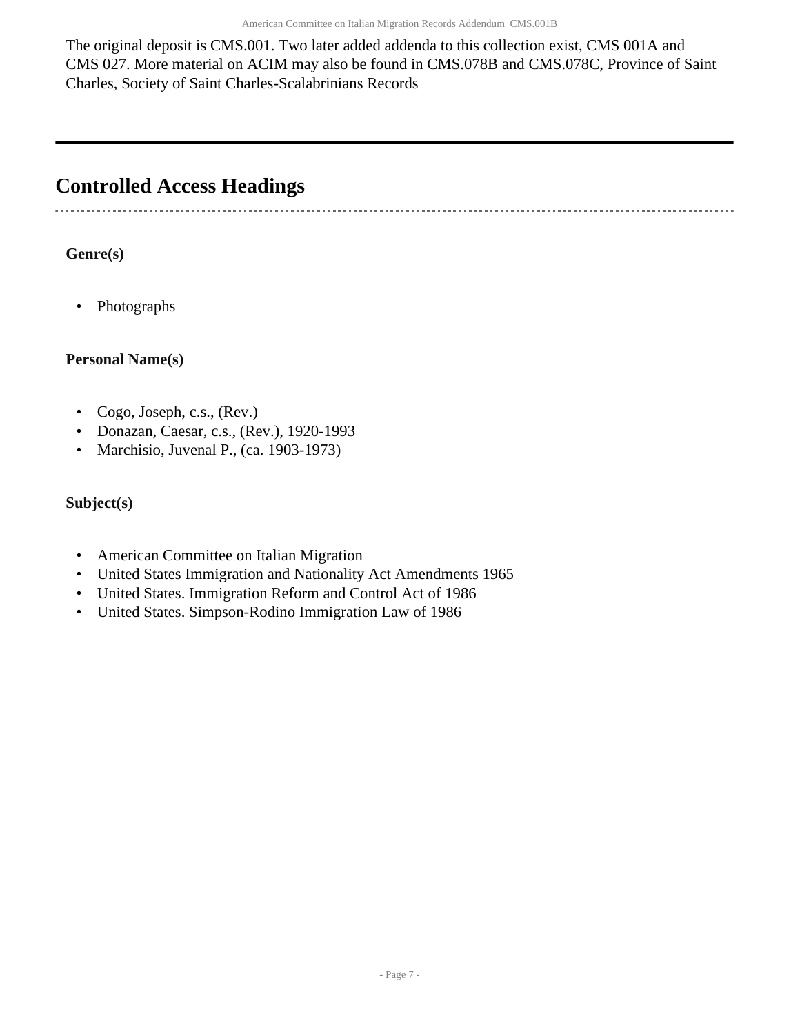The original deposit is CMS.001. Two later added addenda to this collection exist, CMS 001A and CMS 027. More material on ACIM may also be found in CMS.078B and CMS.078C, Province of Saint Charles, Society of Saint Charles-Scalabrinians Records

## Controlled Access Headings

**Genre(s)**

- Photographs

**Personal Name(s)**

- Cogo, Joseph, c.s., (Rev.)
- Donazan, Caesar, c.s., (Rev.), 1920-1993
- Marchisio, Juvenal P., (ca. 1903-1973)

**Subject(s)**

- American Committee on Italian Migration
- United States Immigration and Nationality Act Amendments 1965
- United States. Immigration Reform and Control Act of 1986
- United States. Simpson-Rodino Immigration Law of 1986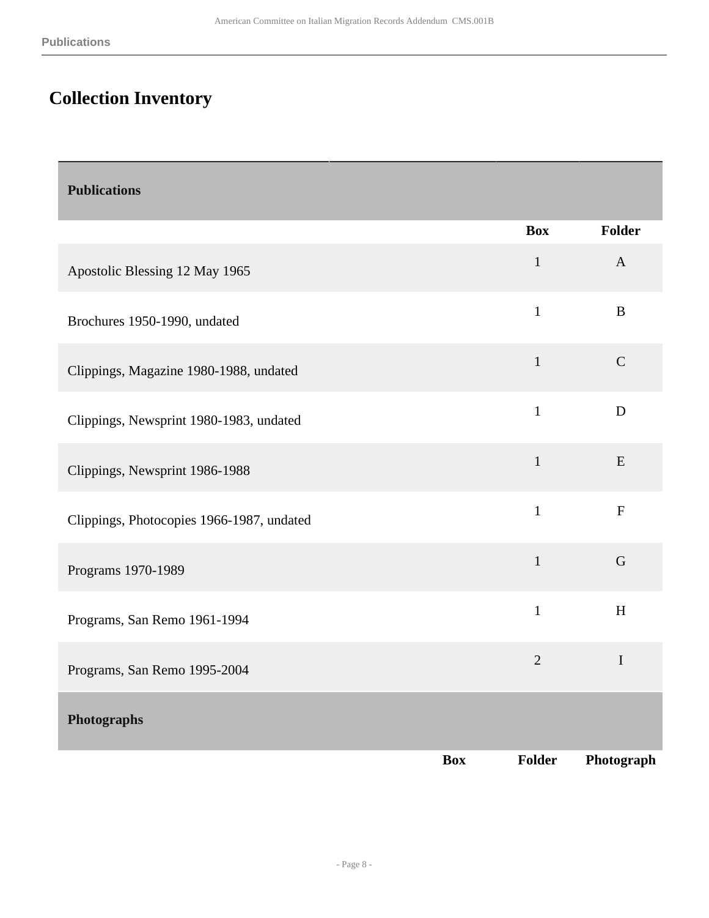# Collection Inventory

| Publications | Box | Folder |
|---|---|---|
| Apostolic Blessing 12 May 1965 | 1 | A |
| Brochures 1950-1990, undated | 1 | B |
| Clippings, Magazine 1980-1988, undated | 1 | C |
| Clippings, Newsprint 1980-1983, undated | 1 | D |
| Clippings, Newsprint 1986-1988 | 1 | E |
| Clippings, Photocopies 1966-1987, undated | 1 | F |
| Programs 1970-1989 | 1 | G |
| Programs, San Remo 1961-1994 | 1 | H |
| Programs, San Remo 1995-2004 | 2 | I |

| Photographs | Box | Folder | Photograph |
|---|---|---|---|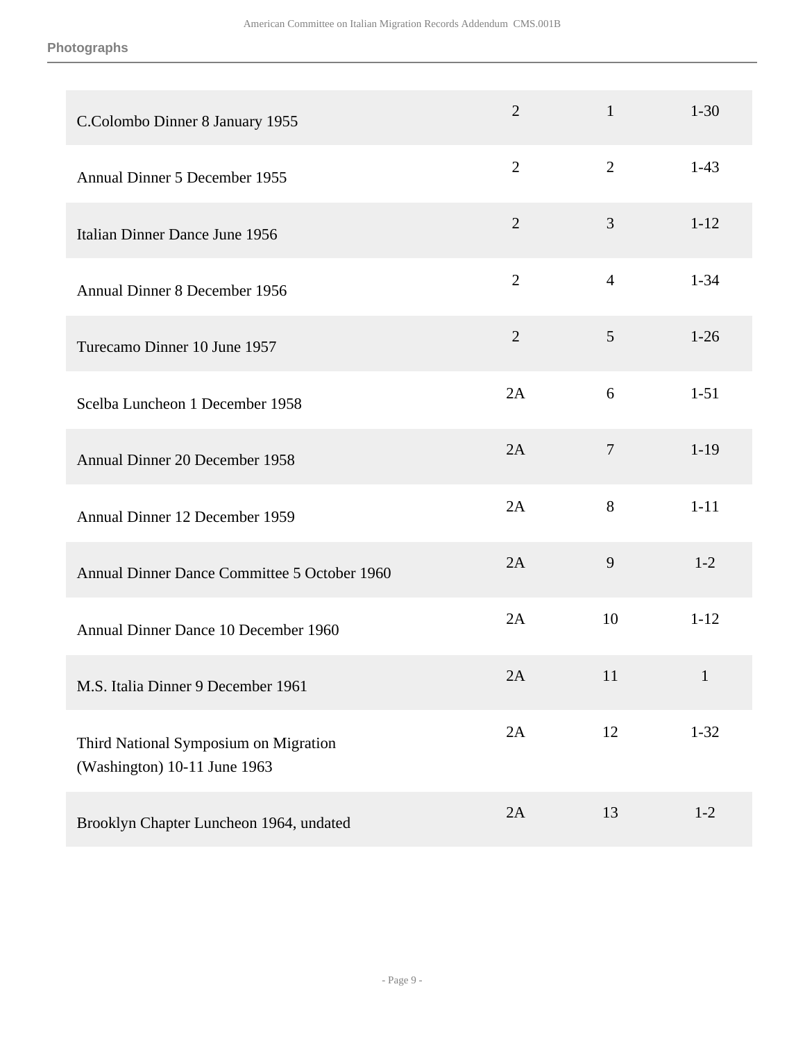| | | | |
|---|---|---|---|
| C.Colombo Dinner 8 January 1955 | 2 | 1 | 1-30 |
| Annual Dinner 5 December 1955 | 2 | 2 | 1-43 |
| Italian Dinner Dance June 1956 | 2 | 3 | 1-12 |
| Annual Dinner 8 December 1956 | 2 | 4 | 1-34 |
| Turecamo Dinner 10 June 1957 | 2 | 5 | 1-26 |
| Scelba Luncheon 1 December 1958 | 2A | 6 | 1-51 |
| Annual Dinner 20 December 1958 | 2A | 7 | 1-19 |
| Annual Dinner 12 December 1959 | 2A | 8 | 1-11 |
| Annual Dinner Dance Committee 5 October 1960 | 2A | 9 | 1-2 |
| Annual Dinner Dance 10 December 1960 | 2A | 10 | 1-12 |
| M.S. Italia Dinner 9 December 1961 | 2A | 11 | 1 |
| Third National Symposium on Migration (Washington) 10-11 June 1963 | 2A | 12 | 1-32 |
| Brooklyn Chapter Luncheon 1964, undated | 2A | 13 | 1-2 |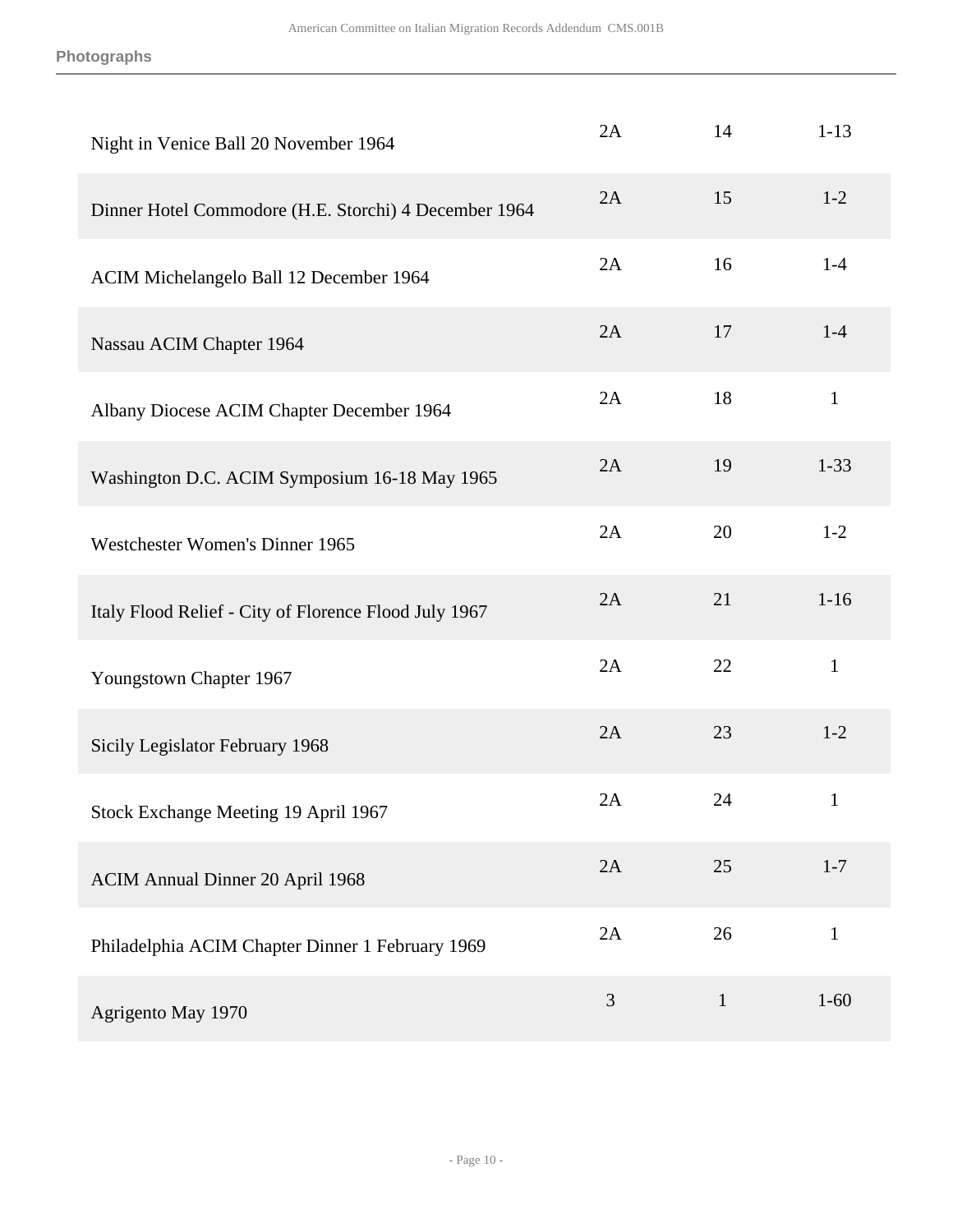| | | | |
|---|---|---|---|
| Night in Venice Ball 20 November 1964 | 2A | 14 | 1-13 |
| Dinner Hotel Commodore (H.E. Storchi) 4 December 1964 | 2A | 15 | 1-2 |
| ACIM Michelangelo Ball 12 December 1964 | 2A | 16 | 1-4 |
| Nassau ACIM Chapter 1964 | 2A | 17 | 1-4 |
| Albany Diocese ACIM Chapter December 1964 | 2A | 18 | 1 |
| Washington D.C. ACIM Symposium 16-18 May 1965 | 2A | 19 | 1-33 |
| Westchester Women's Dinner 1965 | 2A | 20 | 1-2 |
| Italy Flood Relief - City of Florence Flood July 1967 | 2A | 21 | 1-16 |
| Youngstown Chapter 1967 | 2A | 22 | 1 |
| Sicily Legislator February 1968 | 2A | 23 | 1-2 |
| Stock Exchange Meeting 19 April 1967 | 2A | 24 | 1 |
| ACIM Annual Dinner 20 April 1968 | 2A | 25 | 1-7 |
| Philadelphia ACIM Chapter Dinner 1 February 1969 | 2A | 26 | 1 |
| Agrigento May 1970 | 3 | 1 | 1-60 |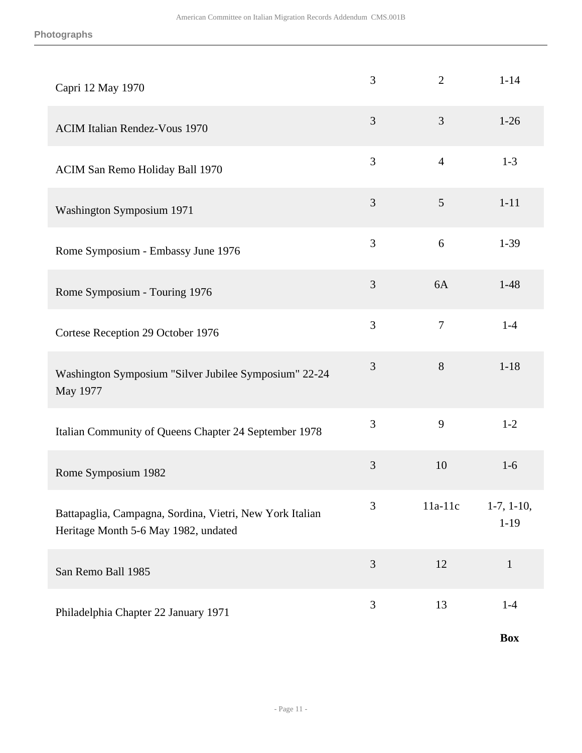| | | | |
|---|---|---|---|
| Capri 12 May 1970 | 3 | 2 | 1-14 |
| ACIM Italian Rendez-Vous 1970 | 3 | 3 | 1-26 |
| ACIM San Remo Holiday Ball 1970 | 3 | 4 | 1-3 |
| Washington Symposium 1971 | 3 | 5 | 1-11 |
| Rome Symposium - Embassy June 1976 | 3 | 6 | 1-39 |
| Rome Symposium - Touring 1976 | 3 | 6A | 1-48 |
| Cortese Reception 29 October 1976 | 3 | 7 | 1-4 |
| Washington Symposium "Silver Jubilee Symposium" 22-24 May 1977 | 3 | 8 | 1-18 |
| Italian Community of Queens Chapter 24 September 1978 | 3 | 9 | 1-2 |
| Rome Symposium 1982 | 3 | 10 | 1-6 |
| Battapaglia, Campagna, Sordina, Vietri, New York Italian Heritage Month 5-6 May 1982, undated | 3 | 11a-11c | 1-7, 1-10, 1-19 |
| San Remo Ball 1985 | 3 | 12 | 1 |
| Philadelphia Chapter 22 January 1971 | 3 | 13 | 1-4 |

**Box**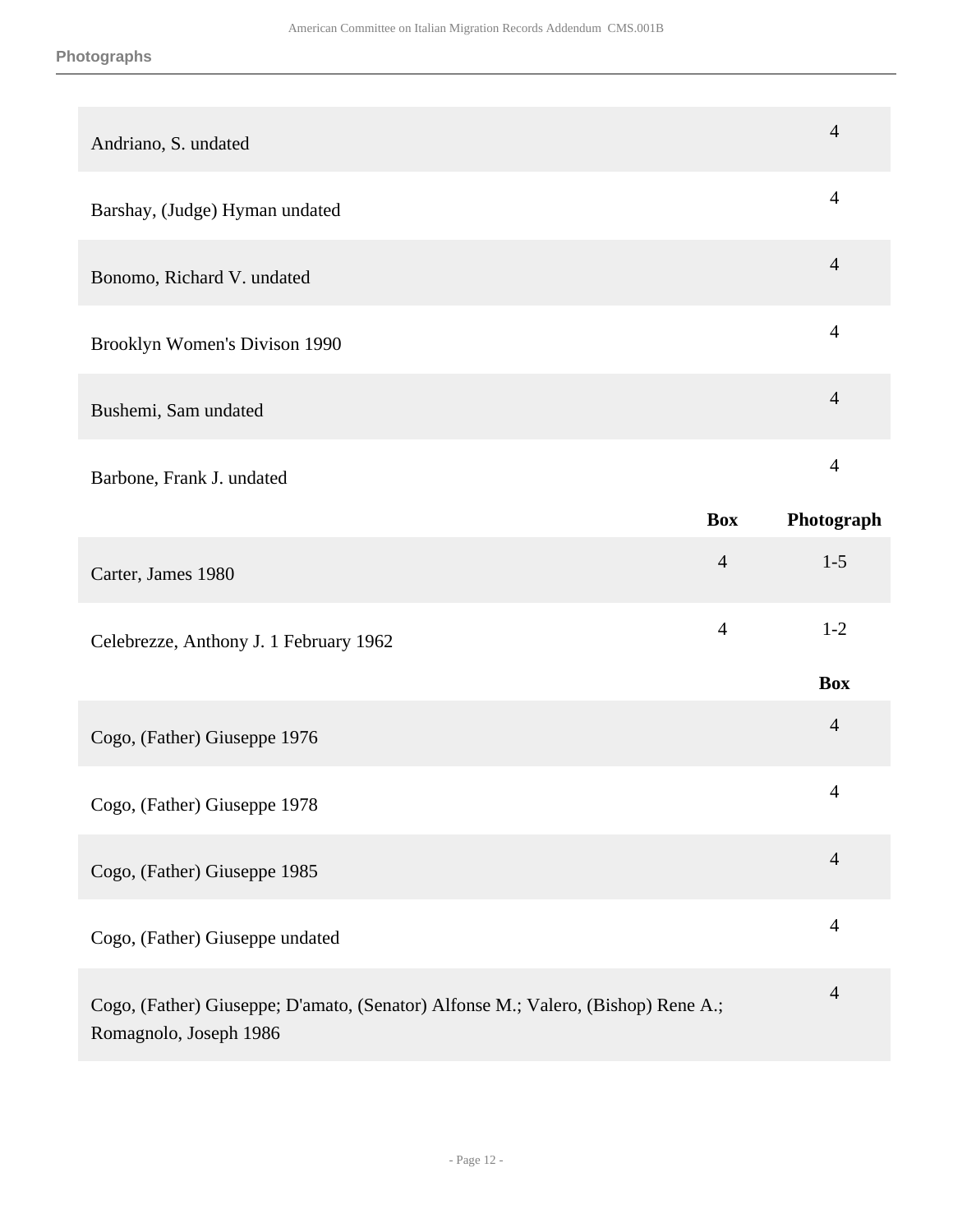| | Box |
|---|---|
| Andriano, S. undated | 4 |
| Barshay, (Judge) Hyman undated | 4 |
| Bonomo, Richard V. undated | 4 |
| Brooklyn Women's Divison 1990 | 4 |
| Bushemi, Sam undated | 4 |
| Barbone, Frank J. undated | 4 |

| | Box | Photograph |
|---|---|---|
| Carter, James 1980 | 4 | 1-5 |
| Celebrezze, Anthony J. 1 February 1962 | 4 | 1-2 |

| | Box |
|---|---|
| Cogo, (Father) Giuseppe 1976 | 4 |
| Cogo, (Father) Giuseppe 1978 | 4 |
| Cogo, (Father) Giuseppe 1985 | 4 |
| Cogo, (Father) Giuseppe undated | 4 |
| Cogo, (Father) Giuseppe; D'amato, (Senator) Alfonse M.; Valero, (Bishop) Rene A.; Romagnolo, Joseph 1986 | 4 |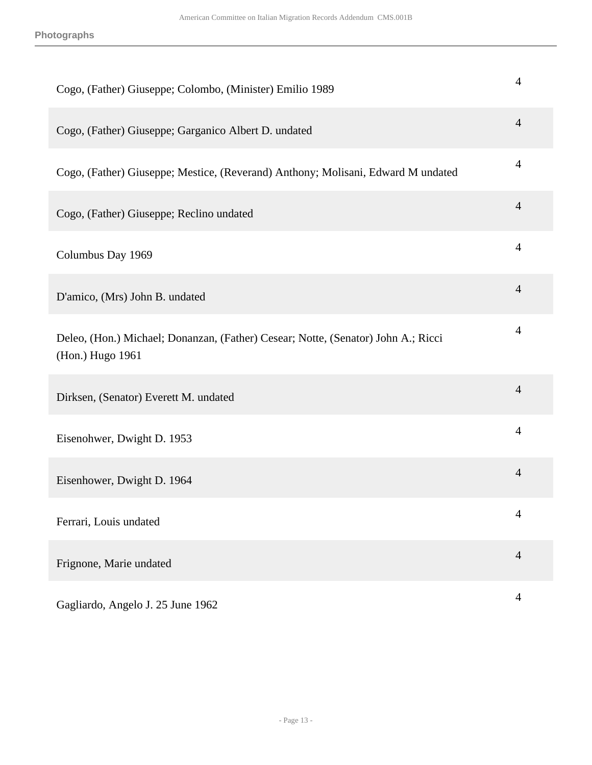| | |
|---|---|
| Cogo, (Father) Giuseppe; Colombo, (Minister) Emilio 1989 | 4 |
| Cogo, (Father) Giuseppe; Garganico Albert D. undated | 4 |
| Cogo, (Father) Giuseppe; Mestice, (Reverand) Anthony; Molisani, Edward M undated | 4 |
| Cogo, (Father) Giuseppe; Reclino undated | 4 |
| Columbus Day 1969 | 4 |
| D'amico, (Mrs) John B. undated | 4 |
| Deleo, (Hon.) Michael; Donanzan, (Father) Cesear; Notte, (Senator) John A.; Ricci (Hon.) Hugo 1961 | 4 |
| Dirksen, (Senator) Everett M. undated | 4 |
| Eisenohwer, Dwight D. 1953 | 4 |
| Eisenhower, Dwight D. 1964 | 4 |
| Ferrari, Louis undated | 4 |
| Frignone, Marie undated | 4 |
| Gagliardo, Angelo J. 25 June 1962 | 4 |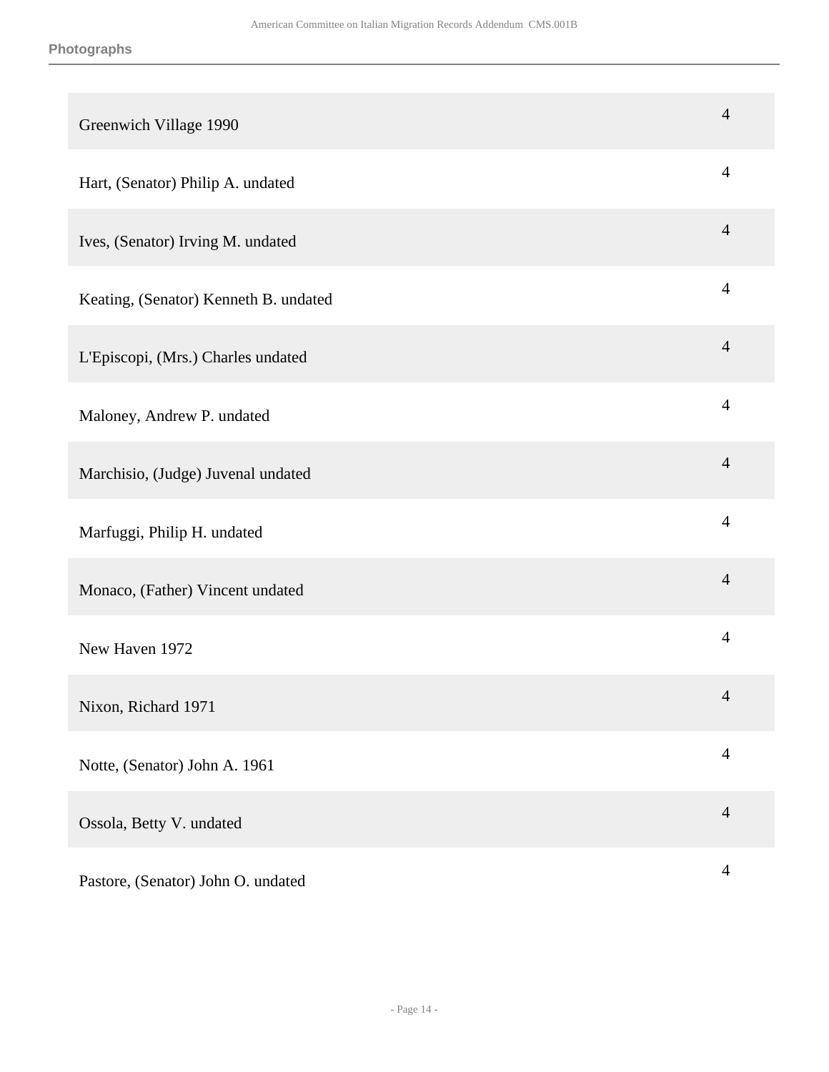| Photographs | Box |
| --- | --- |
| Greenwich Village 1990 | 4 |
| Hart, (Senator) Philip A. undated | 4 |
| Ives, (Senator) Irving M. undated | 4 |
| Keating, (Senator) Kenneth B. undated | 4 |
| L'Episcopi, (Mrs.) Charles undated | 4 |
| Maloney, Andrew P. undated | 4 |
| Marchisio, (Judge) Juvenal undated | 4 |
| Marfuggi, Philip H. undated | 4 |
| Monaco, (Father) Vincent undated | 4 |
| New Haven 1972 | 4 |
| Nixon, Richard 1971 | 4 |
| Notte, (Senator) John A. 1961 | 4 |
| Ossola, Betty V. undated | 4 |
| Pastore, (Senator) John O. undated | 4 |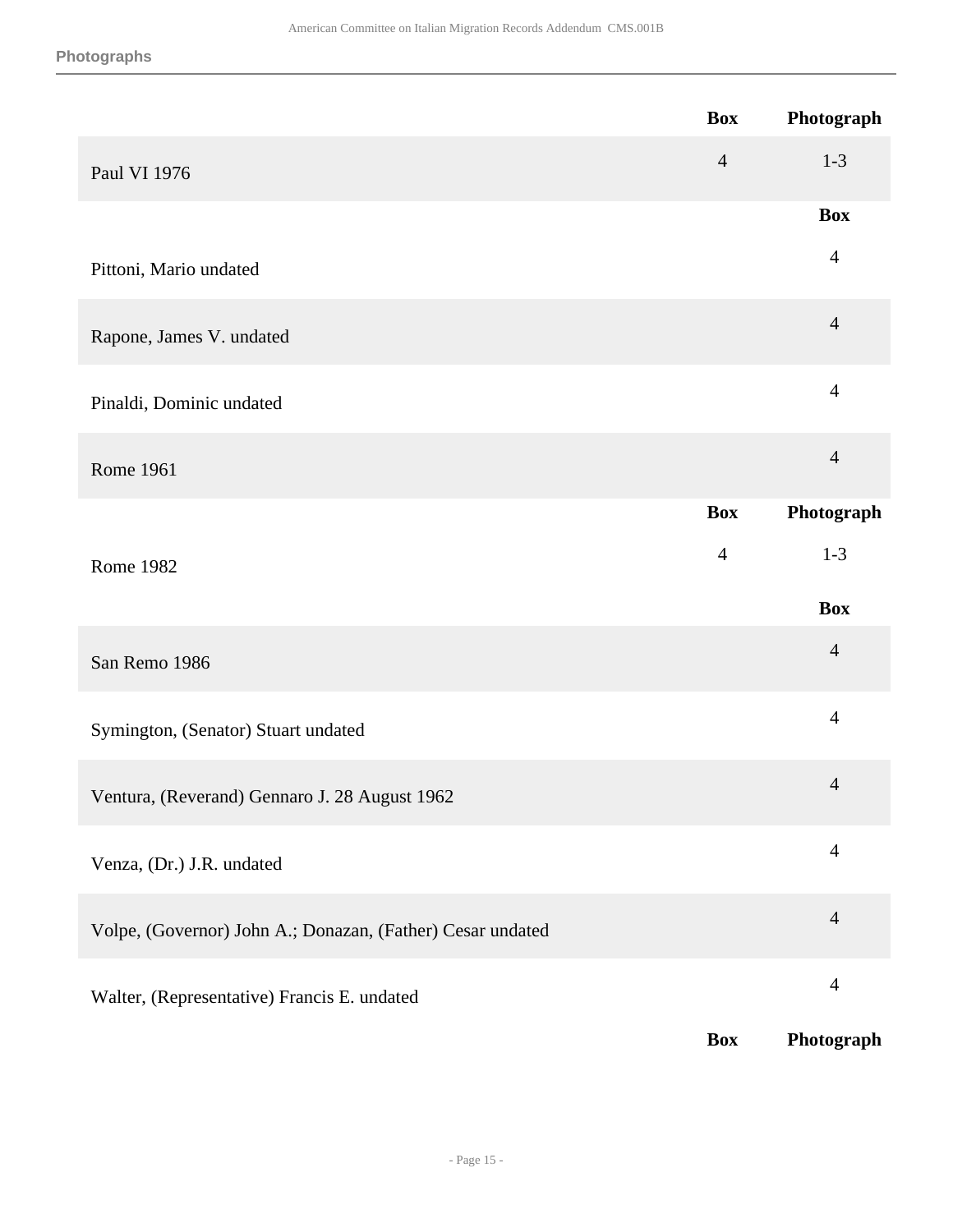| | Box | Photograph |
|---|---|---|
| Paul VI 1976 | 4 | 1-3 |

| | Box |
|---|---|
| Pittoni, Mario undated | 4 |
| Rapone, James V. undated | 4 |
| Pinaldi, Dominic undated | 4 |
| Rome 1961 | 4 |

| | Box | Photograph |
|---|---|---|
| Rome 1982 | 4 | 1-3 |

| | Box |
|---|---|
| San Remo 1986 | 4 |
| Symington, (Senator) Stuart undated | 4 |
| Ventura, (Reverand) Gennaro J. 28 August 1962 | 4 |
| Venza, (Dr.) J.R. undated | 4 |
| Volpe, (Governor) John A.; Donazan, (Father) Cesar undated | 4 |
| Walter, (Representative) Francis E. undated | 4 |

| | Box | Photograph |
|---|---|---|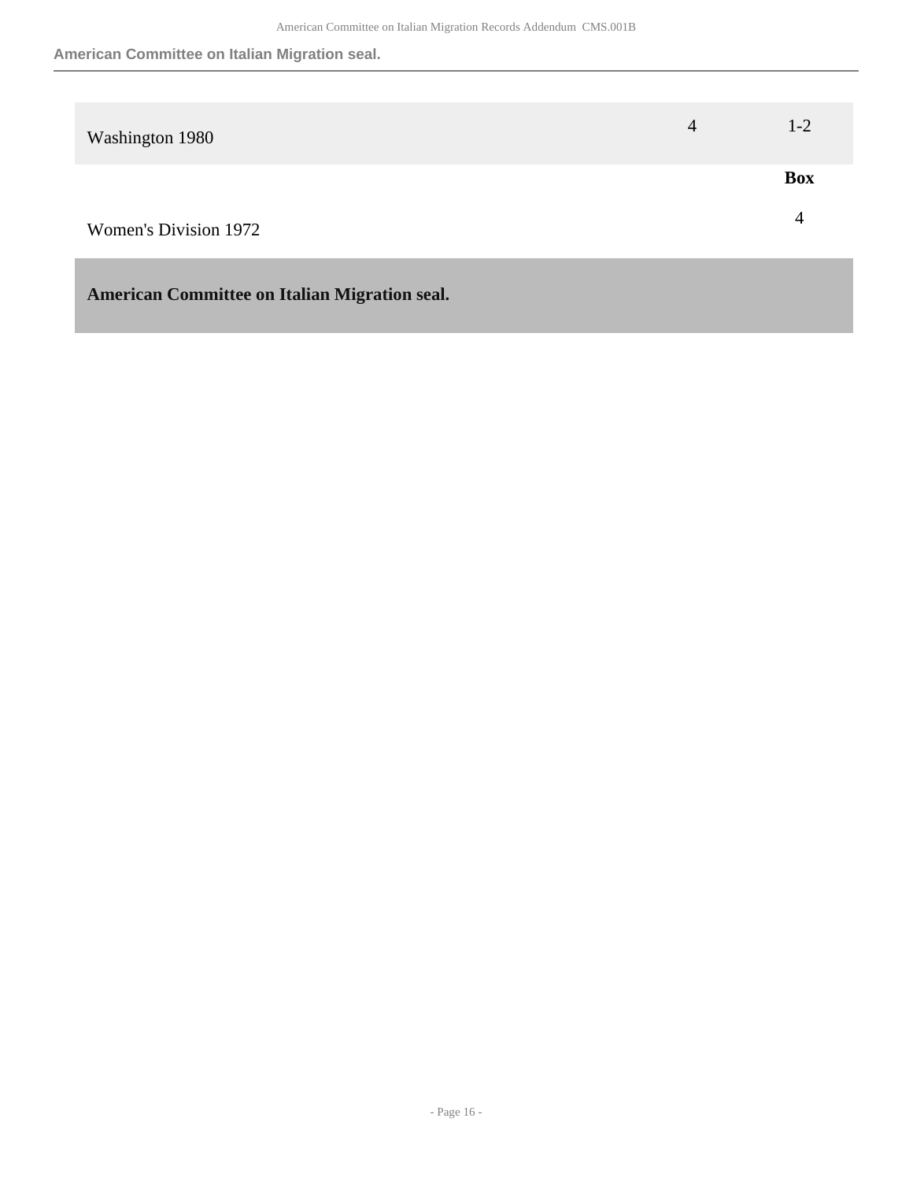| | | |
|---|---|---|
| Washington 1980 | 4 | 1-2 |

| | Box |
|---|---|
| Women's Division 1972 | 4 |

**American Committee on Italian Migration seal.**